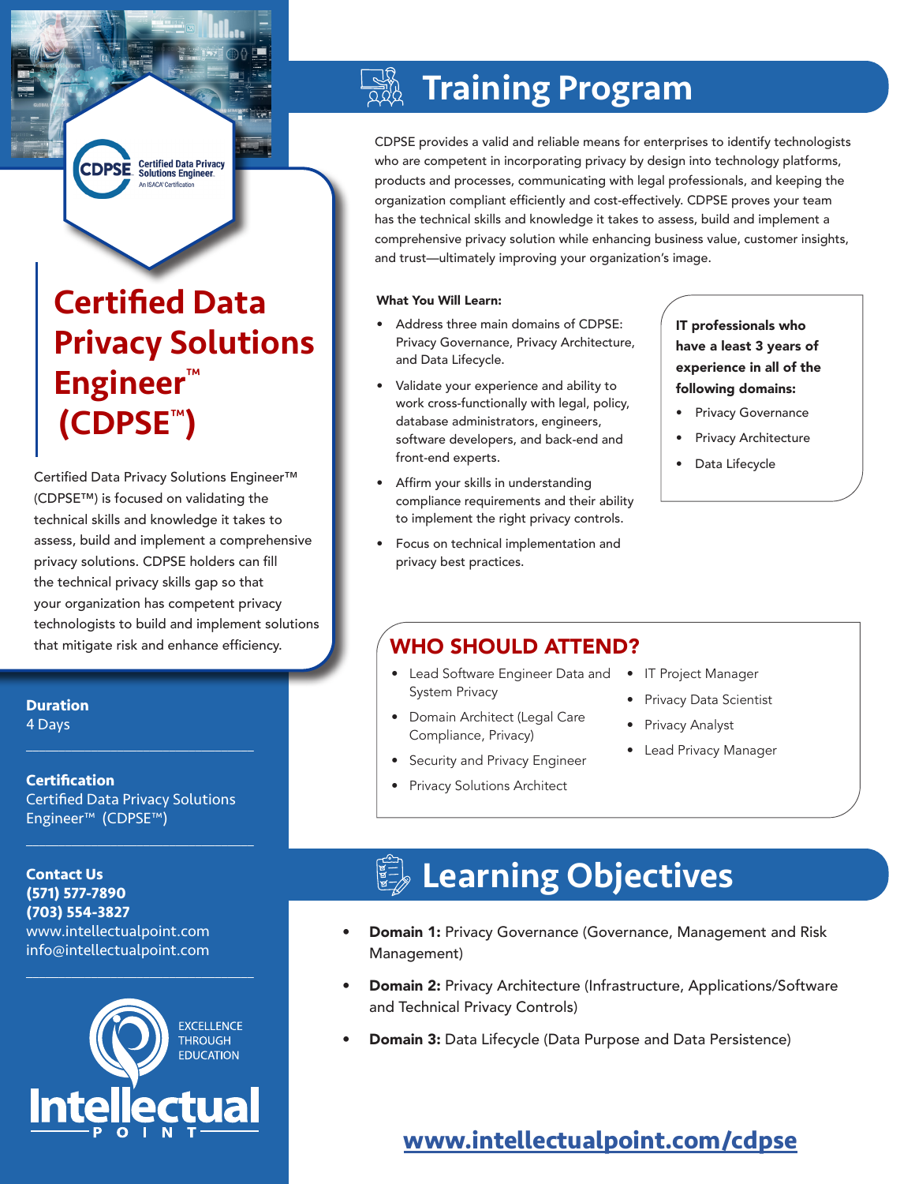# Certified Data Privacy Solutions Engineer™ (CDPSE™)

Certified Data Privacy Solutions Engineer™ (CDPSE™) is focused on validating the technical skills and knowledge it takes to assess, build and implement a comprehensive privacy solutions. CDPSE holders can fill the technical privacy skills gap so that your organization has competent privacy technologists to build and implement solutions that mitigate risk and enhance efficiency.

**Duration**
4 Days

**Certification**
Certified Data Privacy Solutions Engineer™ (CDPSE™)

**Contact Us**
**(571) 577-7890**
**(703) 554-3827**
www.intellectualpoint.com
info@intellectualpoint.com

EXCELLENCE THROUGH EDUCATION

Intellectual POINT

## Training Program

CDPSE provides a valid and reliable means for enterprises to identify technologists who are competent in incorporating privacy by design into technology platforms, products and processes, communicating with legal professionals, and keeping the organization compliant efficiently and cost-effectively. CDPSE proves your team has the technical skills and knowledge it takes to assess, build and implement a comprehensive privacy solution while enhancing business value, customer insights, and trust—ultimately improving your organization's image.

**What You Will Learn:**

- Address three main domains of CDPSE: Privacy Governance, Privacy Architecture, and Data Lifecycle.
- Validate your experience and ability to work cross-functionally with legal, policy, database administrators, engineers, software developers, and back-end and front-end experts.
- Affirm your skills in understanding compliance requirements and their ability to implement the right privacy controls.
- Focus on technical implementation and privacy best practices.

**IT professionals who have a least 3 years of experience in all of the following domains:**

- Privacy Governance
- Privacy Architecture
- Data Lifecycle

### WHO SHOULD ATTEND?

- Lead Software Engineer Data and System Privacy
- Domain Architect (Legal Care Compliance, Privacy)
- Security and Privacy Engineer
- Privacy Solutions Architect
- IT Project Manager
- Privacy Data Scientist
- Privacy Analyst
- Lead Privacy Manager

## Learning Objectives

- **Domain 1:** Privacy Governance (Governance, Management and Risk Management)
- **Domain 2:** Privacy Architecture (Infrastructure, Applications/Software and Technical Privacy Controls)
- **Domain 3:** Data Lifecycle (Data Purpose and Data Persistence)

**www.intellectualpoint.com/cdpse**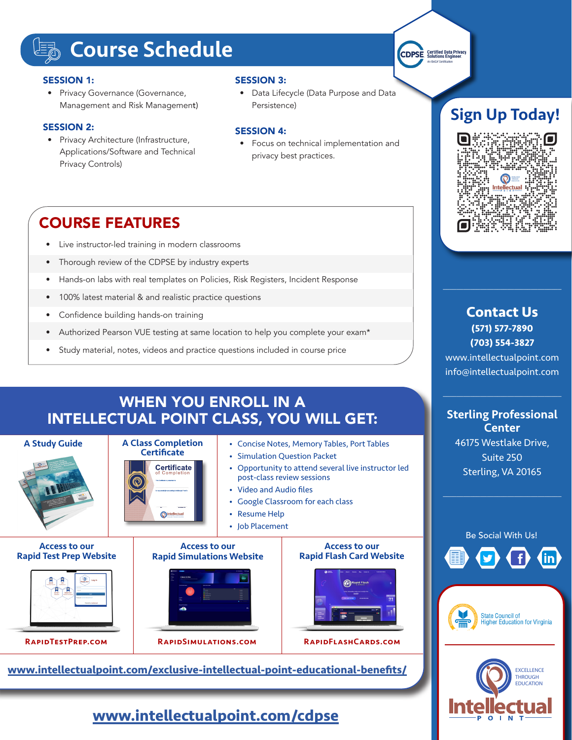# Course Schedule

**SESSION 1:**

- Privacy Governance (Governance, Management and Risk Management)

**SESSION 2:**

- Privacy Architecture (Infrastructure, Applications/Software and Technical Privacy Controls)

**SESSION 3:**

- Data Lifecycle (Data Purpose and Data Persistence)

**SESSION 4:**

- Focus on technical implementation and privacy best practices.

CDPSE Certified Data Privacy Solutions Engineer. An ISACA® Certification

## COURSE FEATURES

- Live instructor-led training in modern classrooms
- Thorough review of the CDPSE by industry experts
- Hands-on labs with real templates on Policies, Risk Registers, Incident Response
- 100% latest material & and realistic practice questions
- Confidence building hands-on training
- Authorized Pearson VUE testing at same location to help you complete your exam*
- Study material, notes, videos and practice questions included in course price

## WHEN YOU ENROLL IN A INTELLECTUAL POINT CLASS, YOU WILL GET:

**A Study Guide**

**A Class Completion Certificate**

- Concise Notes, Memory Tables, Port Tables
- Simulation Question Packet
- Opportunity to attend several live instructor led post-class review sessions
- Video and Audio files
- Google Classroom for each class
- Resume Help
- Job Placement

**Access to our Rapid Test Prep Website**

RAPIDTESTPREP.COM

**Access to our Rapid Simulations Website**

RAPIDSIMULATIONS.COM

**Access to our Rapid Flash Card Website**

RAPIDFLASHCARDS.COM

www.intellectualpoint.com/exclusive-intellectual-point-educational-benefits/

## www.intellectualpoint.com/cdpse

## Sign Up Today!

## Contact Us

**(571) 577-7890**
**(703) 554-3827**
www.intellectualpoint.com
info@intellectualpoint.com

**Sterling Professional Center**
46175 Westlake Drive,
Suite 250
Sterling, VA 20165

Be Social With Us!

State Council of Higher Education for Virginia

Intellectual Point — Excellence Through Education